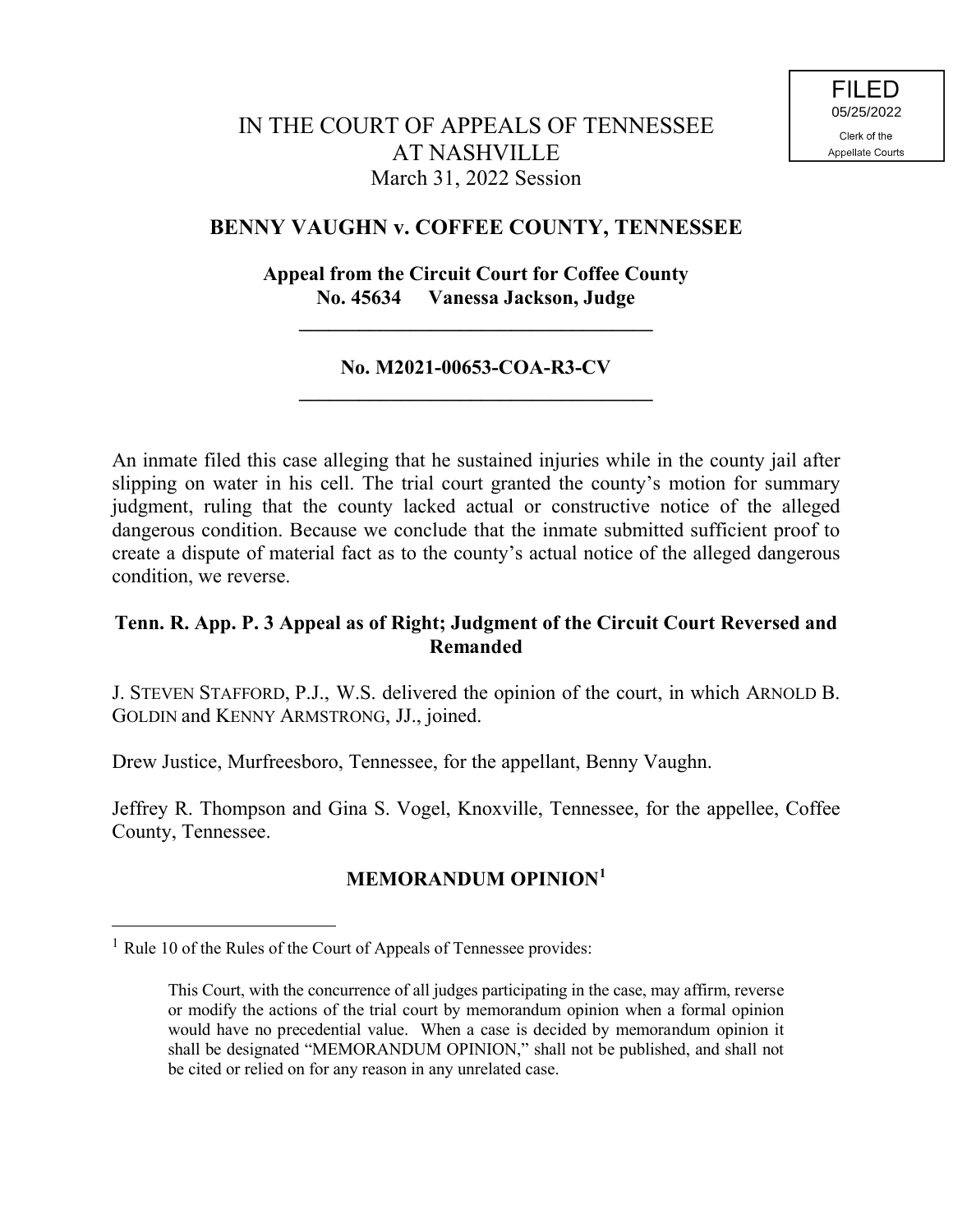FILED
05/25/2022
Clerk of the
Appellate Courts

# IN THE COURT OF APPEALS OF TENNESSEE AT NASHVILLE

March 31, 2022 Session

## BENNY VAUGHN v. COFFEE COUNTY, TENNESSEE

**Appeal from the Circuit Court for Coffee County**
**No. 45634 Vanessa Jackson, Judge**

---

**No. M2021-00653-COA-R3-CV**

---

An inmate filed this case alleging that he sustained injuries while in the county jail after slipping on water in his cell. The trial court granted the county's motion for summary judgment, ruling that the county lacked actual or constructive notice of the alleged dangerous condition. Because we conclude that the inmate submitted sufficient proof to create a dispute of material fact as to the county's actual notice of the alleged dangerous condition, we reverse.

**Tenn. R. App. P. 3 Appeal as of Right; Judgment of the Circuit Court Reversed and Remanded**

J. STEVEN STAFFORD, P.J., W.S. delivered the opinion of the court, in which ARNOLD B. GOLDIN and KENNY ARMSTRONG, JJ., joined.

Drew Justice, Murfreesboro, Tennessee, for the appellant, Benny Vaughn.

Jeffrey R. Thompson and Gina S. Vogel, Knoxville, Tennessee, for the appellee, Coffee County, Tennessee.

## MEMORANDUM OPINION[1]

---

[1] Rule 10 of the Rules of the Court of Appeals of Tennessee provides:

> This Court, with the concurrence of all judges participating in the case, may affirm, reverse or modify the actions of the trial court by memorandum opinion when a formal opinion would have no precedential value. When a case is decided by memorandum opinion it shall be designated "MEMORANDUM OPINION," shall not be published, and shall not be cited or relied on for any reason in any unrelated case.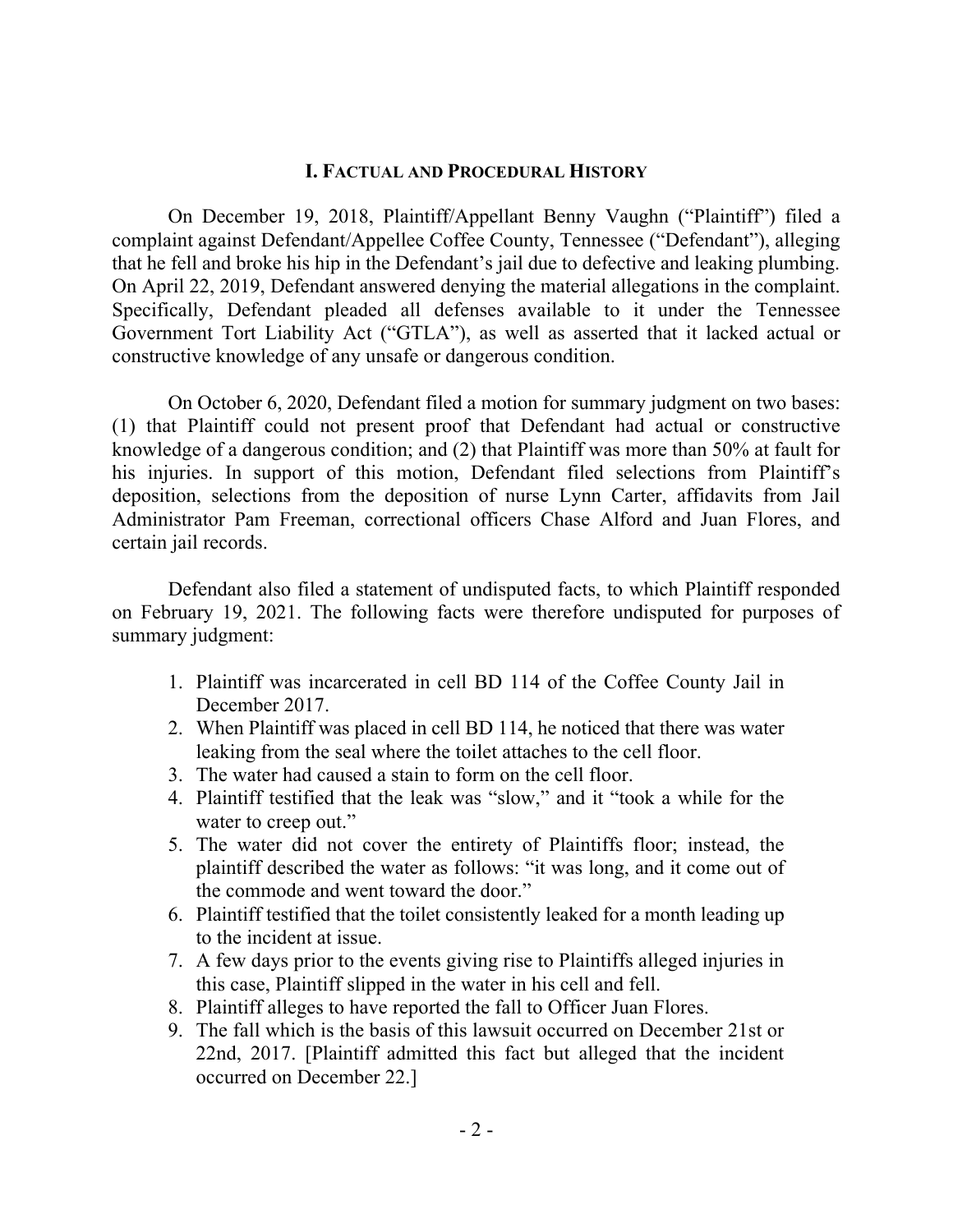## I. Factual and Procedural History

On December 19, 2018, Plaintiff/Appellant Benny Vaughn ("Plaintiff") filed a complaint against Defendant/Appellee Coffee County, Tennessee ("Defendant"), alleging that he fell and broke his hip in the Defendant's jail due to defective and leaking plumbing. On April 22, 2019, Defendant answered denying the material allegations in the complaint. Specifically, Defendant pleaded all defenses available to it under the Tennessee Government Tort Liability Act ("GTLA"), as well as asserted that it lacked actual or constructive knowledge of any unsafe or dangerous condition.

On October 6, 2020, Defendant filed a motion for summary judgment on two bases: (1) that Plaintiff could not present proof that Defendant had actual or constructive knowledge of a dangerous condition; and (2) that Plaintiff was more than 50% at fault for his injuries. In support of this motion, Defendant filed selections from Plaintiff's deposition, selections from the deposition of nurse Lynn Carter, affidavits from Jail Administrator Pam Freeman, correctional officers Chase Alford and Juan Flores, and certain jail records.

Defendant also filed a statement of undisputed facts, to which Plaintiff responded on February 19, 2021. The following facts were therefore undisputed for purposes of summary judgment:

1. Plaintiff was incarcerated in cell BD 114 of the Coffee County Jail in December 2017.
2. When Plaintiff was placed in cell BD 114, he noticed that there was water leaking from the seal where the toilet attaches to the cell floor.
3. The water had caused a stain to form on the cell floor.
4. Plaintiff testified that the leak was "slow," and it "took a while for the water to creep out."
5. The water did not cover the entirety of Plaintiffs floor; instead, the plaintiff described the water as follows: "it was long, and it come out of the commode and went toward the door."
6. Plaintiff testified that the toilet consistently leaked for a month leading up to the incident at issue.
7. A few days prior to the events giving rise to Plaintiffs alleged injuries in this case, Plaintiff slipped in the water in his cell and fell.
8. Plaintiff alleges to have reported the fall to Officer Juan Flores.
9. The fall which is the basis of this lawsuit occurred on December 21st or 22nd, 2017. [Plaintiff admitted this fact but alleged that the incident occurred on December 22.]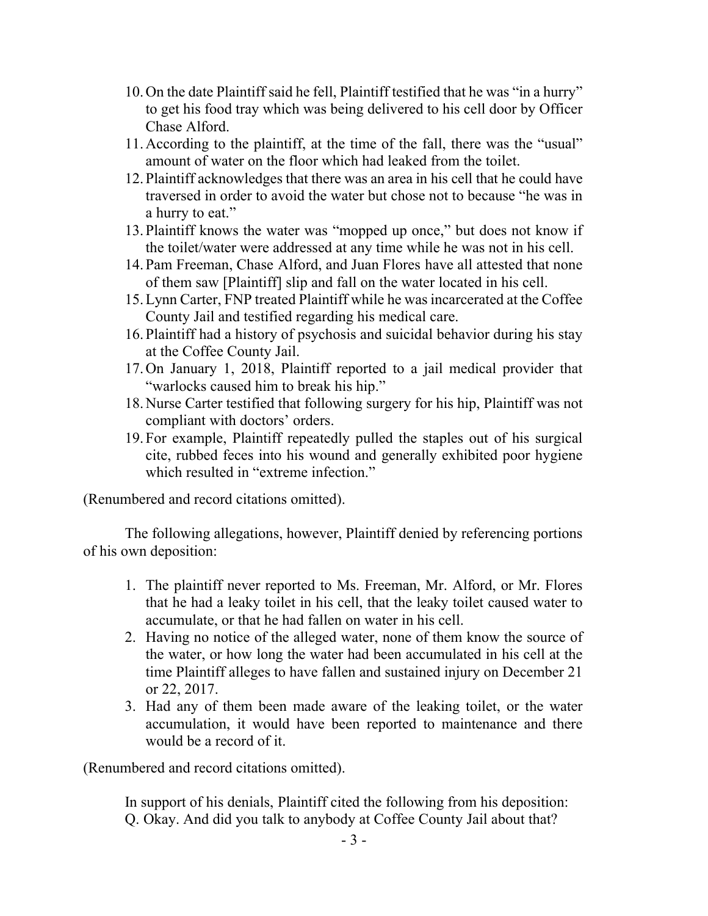10. On the date Plaintiff said he fell, Plaintiff testified that he was "in a hurry" to get his food tray which was being delivered to his cell door by Officer Chase Alford.
11. According to the plaintiff, at the time of the fall, there was the "usual" amount of water on the floor which had leaked from the toilet.
12. Plaintiff acknowledges that there was an area in his cell that he could have traversed in order to avoid the water but chose not to because "he was in a hurry to eat."
13. Plaintiff knows the water was "mopped up once," but does not know if the toilet/water were addressed at any time while he was not in his cell.
14. Pam Freeman, Chase Alford, and Juan Flores have all attested that none of them saw [Plaintiff] slip and fall on the water located in his cell.
15. Lynn Carter, FNP treated Plaintiff while he was incarcerated at the Coffee County Jail and testified regarding his medical care.
16. Plaintiff had a history of psychosis and suicidal behavior during his stay at the Coffee County Jail.
17. On January 1, 2018, Plaintiff reported to a jail medical provider that "warlocks caused him to break his hip."
18. Nurse Carter testified that following surgery for his hip, Plaintiff was not compliant with doctors' orders.
19. For example, Plaintiff repeatedly pulled the staples out of his surgical cite, rubbed feces into his wound and generally exhibited poor hygiene which resulted in "extreme infection."

(Renumbered and record citations omitted).

The following allegations, however, Plaintiff denied by referencing portions of his own deposition:

1. The plaintiff never reported to Ms. Freeman, Mr. Alford, or Mr. Flores that he had a leaky toilet in his cell, that the leaky toilet caused water to accumulate, or that he had fallen on water in his cell.
2. Having no notice of the alleged water, none of them know the source of the water, or how long the water had been accumulated in his cell at the time Plaintiff alleges to have fallen and sustained injury on December 21 or 22, 2017.
3. Had any of them been made aware of the leaking toilet, or the water accumulation, it would have been reported to maintenance and there would be a record of it.

(Renumbered and record citations omitted).

In support of his denials, Plaintiff cited the following from his deposition:
Q. Okay. And did you talk to anybody at Coffee County Jail about that?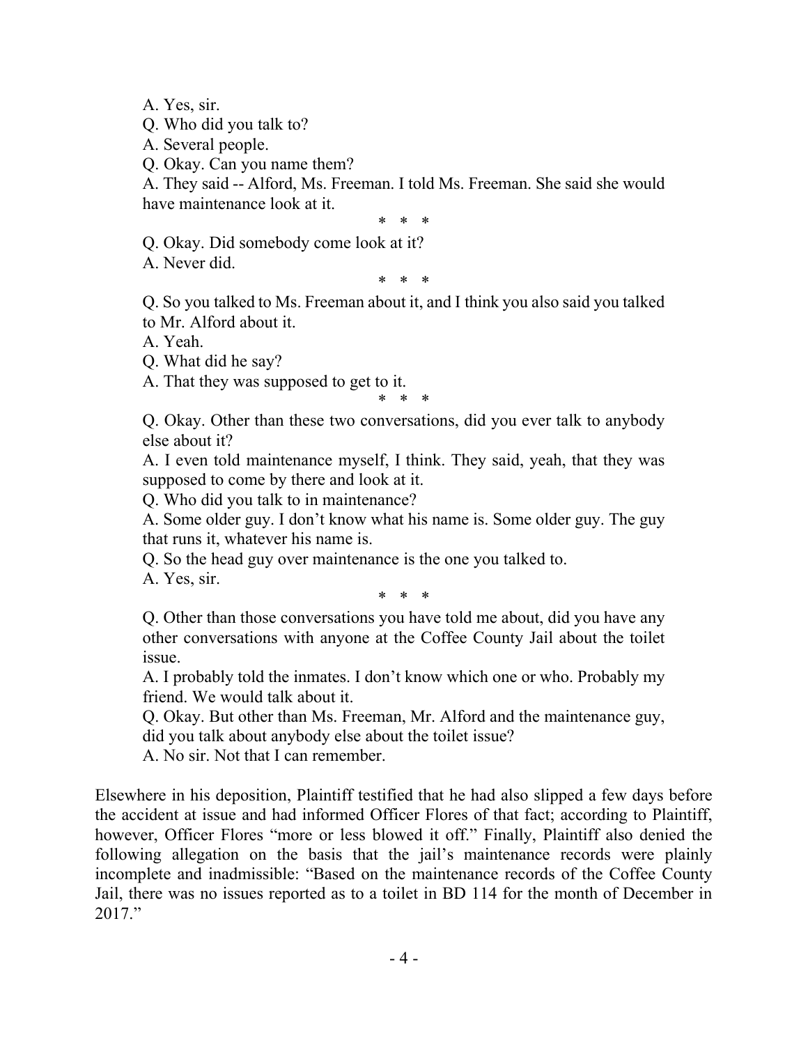A. Yes, sir.

Q. Who did you talk to?

A. Several people.

Q. Okay. Can you name them?

A. They said -- Alford, Ms. Freeman. I told Ms. Freeman. She said she would have maintenance look at it.

\* \* \*

Q. Okay. Did somebody come look at it?

A. Never did.

\* \* \*

Q. So you talked to Ms. Freeman about it, and I think you also said you talked to Mr. Alford about it.

A. Yeah.

Q. What did he say?

A. That they was supposed to get to it.

\* \* \*

Q. Okay. Other than these two conversations, did you ever talk to anybody else about it?

A. I even told maintenance myself, I think. They said, yeah, that they was supposed to come by there and look at it.

Q. Who did you talk to in maintenance?

A. Some older guy. I don't know what his name is. Some older guy. The guy that runs it, whatever his name is.

Q. So the head guy over maintenance is the one you talked to.

A. Yes, sir.

\* \* \*

Q. Other than those conversations you have told me about, did you have any other conversations with anyone at the Coffee County Jail about the toilet issue.

A. I probably told the inmates. I don't know which one or who. Probably my friend. We would talk about it.

Q. Okay. But other than Ms. Freeman, Mr. Alford and the maintenance guy, did you talk about anybody else about the toilet issue?

A. No sir. Not that I can remember.

Elsewhere in his deposition, Plaintiff testified that he had also slipped a few days before the accident at issue and had informed Officer Flores of that fact; according to Plaintiff, however, Officer Flores "more or less blowed it off." Finally, Plaintiff also denied the following allegation on the basis that the jail's maintenance records were plainly incomplete and inadmissible: "Based on the maintenance records of the Coffee County Jail, there was no issues reported as to a toilet in BD 114 for the month of December in 2017."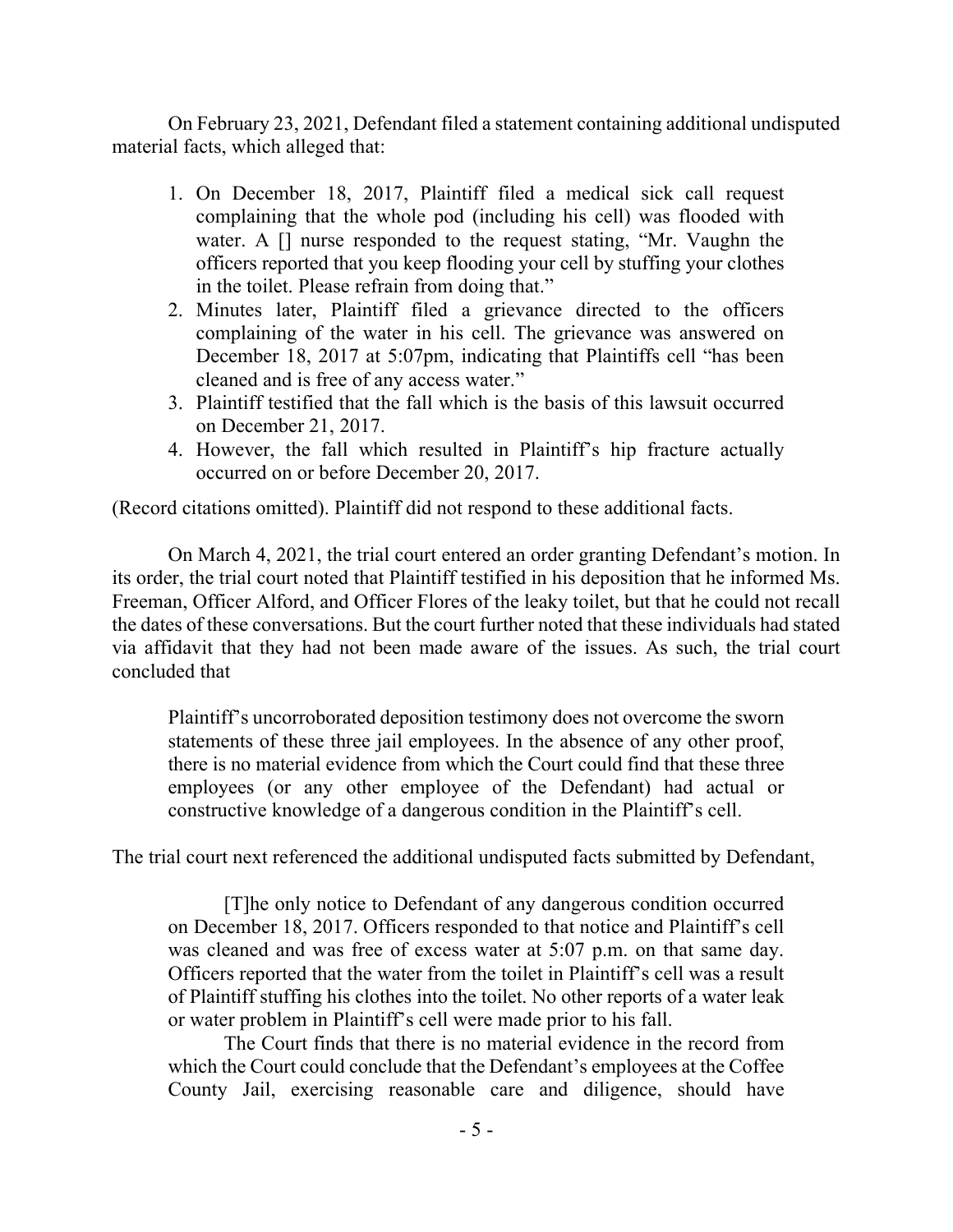On February 23, 2021, Defendant filed a statement containing additional undisputed material facts, which alleged that:

1. On December 18, 2017, Plaintiff filed a medical sick call request complaining that the whole pod (including his cell) was flooded with water. A [] nurse responded to the request stating, "Mr. Vaughn the officers reported that you keep flooding your cell by stuffing your clothes in the toilet. Please refrain from doing that."
2. Minutes later, Plaintiff filed a grievance directed to the officers complaining of the water in his cell. The grievance was answered on December 18, 2017 at 5:07pm, indicating that Plaintiffs cell "has been cleaned and is free of any access water."
3. Plaintiff testified that the fall which is the basis of this lawsuit occurred on December 21, 2017.
4. However, the fall which resulted in Plaintiff's hip fracture actually occurred on or before December 20, 2017.

(Record citations omitted). Plaintiff did not respond to these additional facts.

On March 4, 2021, the trial court entered an order granting Defendant's motion. In its order, the trial court noted that Plaintiff testified in his deposition that he informed Ms. Freeman, Officer Alford, and Officer Flores of the leaky toilet, but that he could not recall the dates of these conversations. But the court further noted that these individuals had stated via affidavit that they had not been made aware of the issues. As such, the trial court concluded that

> Plaintiff's uncorroborated deposition testimony does not overcome the sworn statements of these three jail employees. In the absence of any other proof, there is no material evidence from which the Court could find that these three employees (or any other employee of the Defendant) had actual or constructive knowledge of a dangerous condition in the Plaintiff's cell.

The trial court next referenced the additional undisputed facts submitted by Defendant,

> [T]he only notice to Defendant of any dangerous condition occurred on December 18, 2017. Officers responded to that notice and Plaintiff's cell was cleaned and was free of excess water at 5:07 p.m. on that same day. Officers reported that the water from the toilet in Plaintiff's cell was a result of Plaintiff stuffing his clothes into the toilet. No other reports of a water leak or water problem in Plaintiff's cell were made prior to his fall.
>
> The Court finds that there is no material evidence in the record from which the Court could conclude that the Defendant's employees at the Coffee County Jail, exercising reasonable care and diligence, should have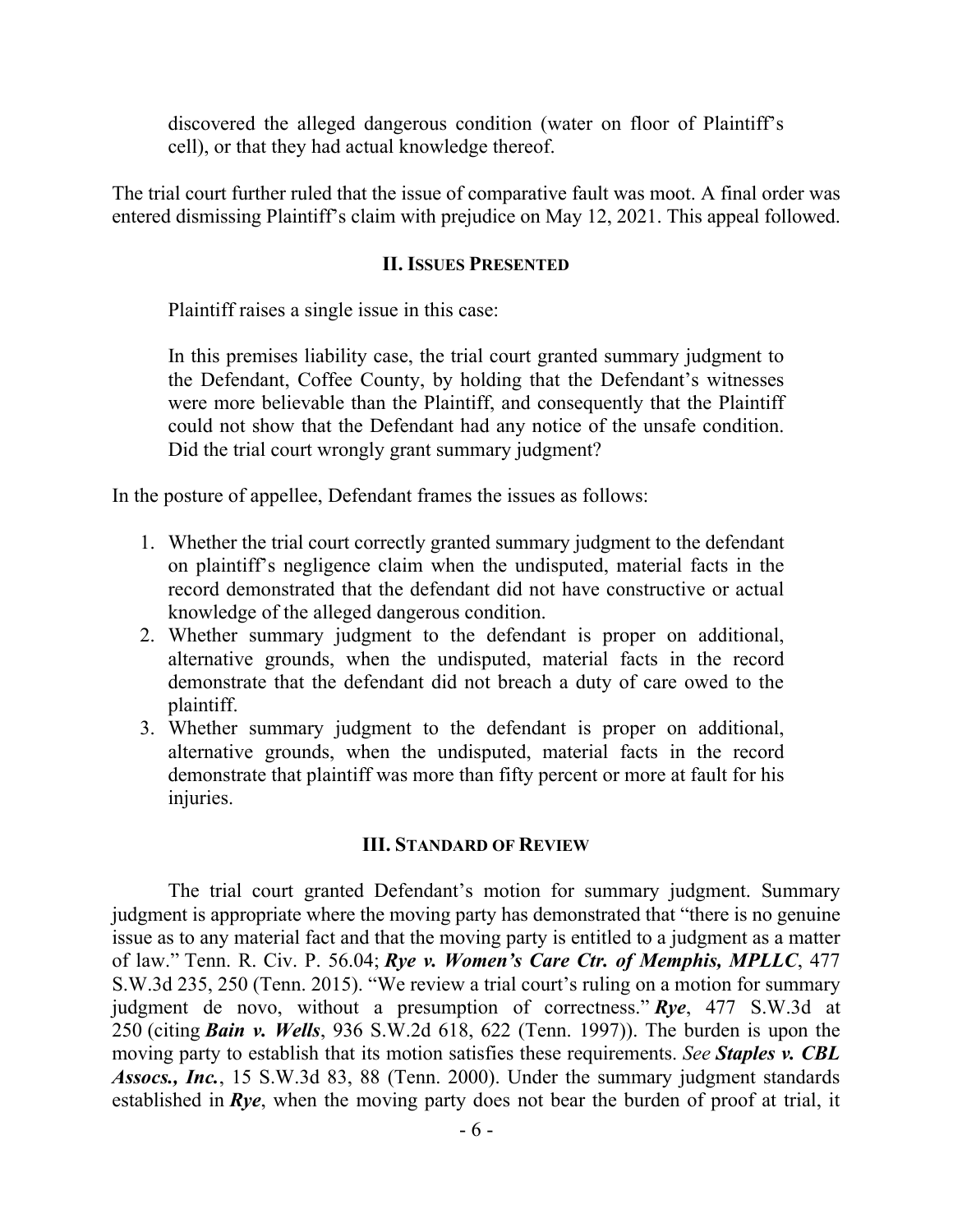discovered the alleged dangerous condition (water on floor of Plaintiff's cell), or that they had actual knowledge thereof.

The trial court further ruled that the issue of comparative fault was moot. A final order was entered dismissing Plaintiff's claim with prejudice on May 12, 2021. This appeal followed.

## II. Issues Presented

Plaintiff raises a single issue in this case:

> In this premises liability case, the trial court granted summary judgment to the Defendant, Coffee County, by holding that the Defendant's witnesses were more believable than the Plaintiff, and consequently that the Plaintiff could not show that the Defendant had any notice of the unsafe condition. Did the trial court wrongly grant summary judgment?

In the posture of appellee, Defendant frames the issues as follows:

1. Whether the trial court correctly granted summary judgment to the defendant on plaintiff's negligence claim when the undisputed, material facts in the record demonstrated that the defendant did not have constructive or actual knowledge of the alleged dangerous condition.
2. Whether summary judgment to the defendant is proper on additional, alternative grounds, when the undisputed, material facts in the record demonstrate that the defendant did not breach a duty of care owed to the plaintiff.
3. Whether summary judgment to the defendant is proper on additional, alternative grounds, when the undisputed, material facts in the record demonstrate that plaintiff was more than fifty percent or more at fault for his injuries.

## III. Standard of Review

The trial court granted Defendant's motion for summary judgment. Summary judgment is appropriate where the moving party has demonstrated that "there is no genuine issue as to any material fact and that the moving party is entitled to a judgment as a matter of law." Tenn. R. Civ. P. 56.04; ***Rye v. Women's Care Ctr. of Memphis, MPLLC***, 477 S.W.3d 235, 250 (Tenn. 2015). "We review a trial court's ruling on a motion for summary judgment de novo, without a presumption of correctness." ***Rye***, 477 S.W.3d at 250 (citing ***Bain v. Wells***, 936 S.W.2d 618, 622 (Tenn. 1997)). The burden is upon the moving party to establish that its motion satisfies these requirements. *See* ***Staples v. CBL Assocs., Inc.***, 15 S.W.3d 83, 88 (Tenn. 2000). Under the summary judgment standards established in ***Rye***, when the moving party does not bear the burden of proof at trial, it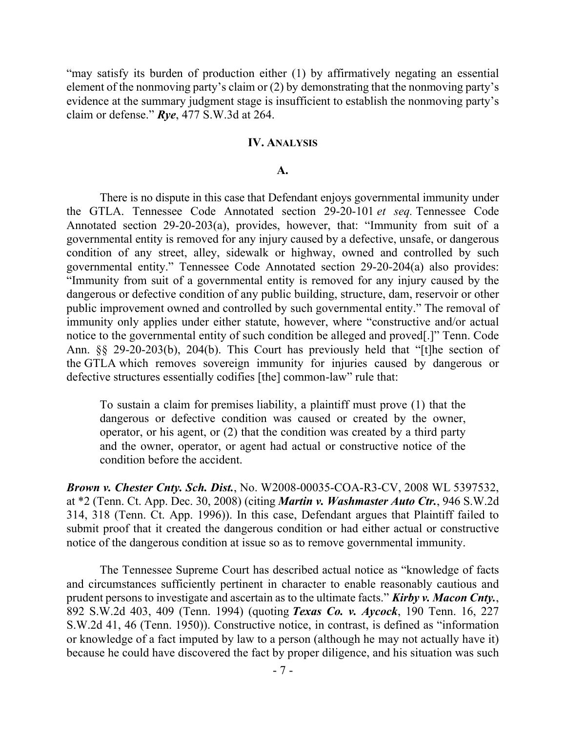"may satisfy its burden of production either (1) by affirmatively negating an essential element of the nonmoving party's claim or (2) by demonstrating that the nonmoving party's evidence at the summary judgment stage is insufficient to establish the nonmoving party's claim or defense." ***Rye***, 477 S.W.3d at 264.

## IV. Analysis

### A.

There is no dispute in this case that Defendant enjoys governmental immunity under the GTLA. Tennessee Code Annotated section 29-20-101 *et seq.* Tennessee Code Annotated section 29-20-203(a), provides, however, that: "Immunity from suit of a governmental entity is removed for any injury caused by a defective, unsafe, or dangerous condition of any street, alley, sidewalk or highway, owned and controlled by such governmental entity." Tennessee Code Annotated section 29-20-204(a) also provides: "Immunity from suit of a governmental entity is removed for any injury caused by the dangerous or defective condition of any public building, structure, dam, reservoir or other public improvement owned and controlled by such governmental entity." The removal of immunity only applies under either statute, however, where "constructive and/or actual notice to the governmental entity of such condition be alleged and proved[.]" Tenn. Code Ann. §§ 29-20-203(b), 204(b). This Court has previously held that "[t]he section of the GTLA which removes sovereign immunity for injuries caused by dangerous or defective structures essentially codifies [the] common-law" rule that:

> To sustain a claim for premises liability, a plaintiff must prove (1) that the dangerous or defective condition was caused or created by the owner, operator, or his agent, or (2) that the condition was created by a third party and the owner, operator, or agent had actual or constructive notice of the condition before the accident.

***Brown v. Chester Cnty. Sch. Dist.***, No. W2008-00035-COA-R3-CV, 2008 WL 5397532, at *2 (Tenn. Ct. App. Dec. 30, 2008) (citing ***Martin v. Washmaster Auto Ctr.***, 946 S.W.2d 314, 318 (Tenn. Ct. App. 1996)). In this case, Defendant argues that Plaintiff failed to submit proof that it created the dangerous condition or had either actual or constructive notice of the dangerous condition at issue so as to remove governmental immunity.

The Tennessee Supreme Court has described actual notice as "knowledge of facts and circumstances sufficiently pertinent in character to enable reasonably cautious and prudent persons to investigate and ascertain as to the ultimate facts." ***Kirby v. Macon Cnty.***, 892 S.W.2d 403, 409 (Tenn. 1994) (quoting ***Texas Co. v. Aycock***, 190 Tenn. 16, 227 S.W.2d 41, 46 (Tenn. 1950)). Constructive notice, in contrast, is defined as "information or knowledge of a fact imputed by law to a person (although he may not actually have it) because he could have discovered the fact by proper diligence, and his situation was such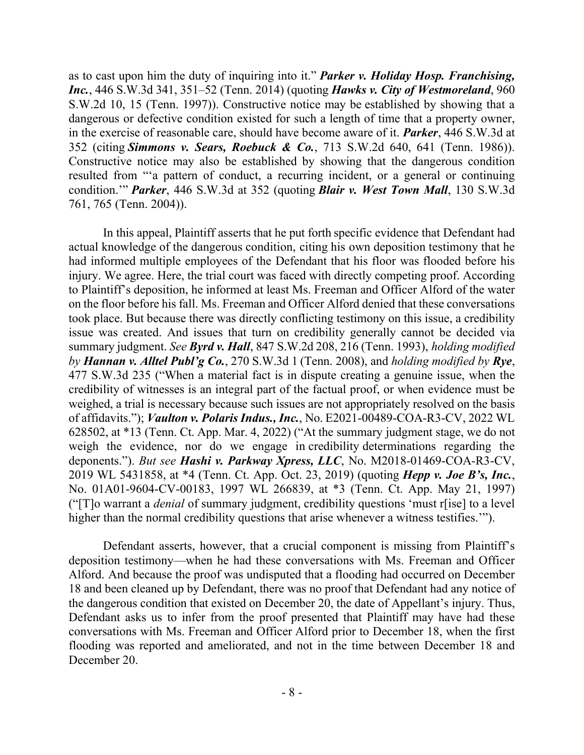as to cast upon him the duty of inquiring into it." ***Parker v. Holiday Hosp. Franchising, Inc.***, 446 S.W.3d 341, 351–52 (Tenn. 2014) (quoting ***Hawks v. City of Westmoreland***, 960 S.W.2d 10, 15 (Tenn. 1997)). Constructive notice may be established by showing that a dangerous or defective condition existed for such a length of time that a property owner, in the exercise of reasonable care, should have become aware of it. ***Parker***, 446 S.W.3d at 352 (citing ***Simmons v. Sears, Roebuck & Co.***, 713 S.W.2d 640, 641 (Tenn. 1986)). Constructive notice may also be established by showing that the dangerous condition resulted from "'a pattern of conduct, a recurring incident, or a general or continuing condition.'" ***Parker***, 446 S.W.3d at 352 (quoting ***Blair v. West Town Mall***, 130 S.W.3d 761, 765 (Tenn. 2004)).

In this appeal, Plaintiff asserts that he put forth specific evidence that Defendant had actual knowledge of the dangerous condition, citing his own deposition testimony that he had informed multiple employees of the Defendant that his floor was flooded before his injury. We agree. Here, the trial court was faced with directly competing proof. According to Plaintiff's deposition, he informed at least Ms. Freeman and Officer Alford of the water on the floor before his fall. Ms. Freeman and Officer Alford denied that these conversations took place. But because there was directly conflicting testimony on this issue, a credibility issue was created. And issues that turn on credibility generally cannot be decided via summary judgment. *See* ***Byrd v. Hall***, 847 S.W.2d 208, 216 (Tenn. 1993), *holding modified by* ***Hannan v. Alltel Publ'g Co.***, 270 S.W.3d 1 (Tenn. 2008), and *holding modified by* ***Rye***, 477 S.W.3d 235 ("When a material fact is in dispute creating a genuine issue, when the credibility of witnesses is an integral part of the factual proof, or when evidence must be weighed, a trial is necessary because such issues are not appropriately resolved on the basis of affidavits."); ***Vaulton v. Polaris Indus., Inc.***, No. E2021-00489-COA-R3-CV, 2022 WL 628502, at *13 (Tenn. Ct. App. Mar. 4, 2022) ("At the summary judgment stage, we do not weigh the evidence, nor do we engage in credibility determinations regarding the deponents."). *But see* ***Hashi v. Parkway Xpress, LLC***, No. M2018-01469-COA-R3-CV, 2019 WL 5431858, at *4 (Tenn. Ct. App. Oct. 23, 2019) (quoting ***Hepp v. Joe B's, Inc.***, No. 01A01-9604-CV-00183, 1997 WL 266839, at *3 (Tenn. Ct. App. May 21, 1997) ("[T]o warrant a *denial* of summary judgment, credibility questions 'must r[ise] to a level higher than the normal credibility questions that arise whenever a witness testifies.'").

Defendant asserts, however, that a crucial component is missing from Plaintiff's deposition testimony—when he had these conversations with Ms. Freeman and Officer Alford. And because the proof was undisputed that a flooding had occurred on December 18 and been cleaned up by Defendant, there was no proof that Defendant had any notice of the dangerous condition that existed on December 20, the date of Appellant's injury. Thus, Defendant asks us to infer from the proof presented that Plaintiff may have had these conversations with Ms. Freeman and Officer Alford prior to December 18, when the first flooding was reported and ameliorated, and not in the time between December 18 and December 20.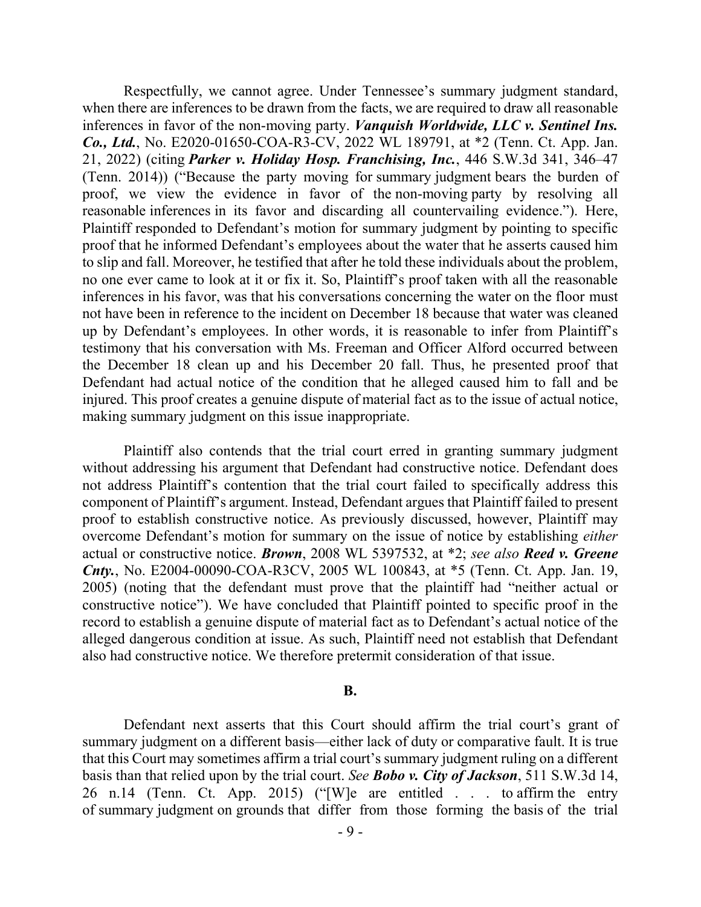Respectfully, we cannot agree. Under Tennessee's summary judgment standard, when there are inferences to be drawn from the facts, we are required to draw all reasonable inferences in favor of the non-moving party. ***Vanquish Worldwide, LLC v. Sentinel Ins. Co., Ltd.***, No. E2020-01650-COA-R3-CV, 2022 WL 189791, at *2 (Tenn. Ct. App. Jan. 21, 2022) (citing ***Parker v. Holiday Hosp. Franchising, Inc.***, 446 S.W.3d 341, 346–47 (Tenn. 2014)) ("Because the party moving for summary judgment bears the burden of proof, we view the evidence in favor of the non-moving party by resolving all reasonable inferences in its favor and discarding all countervailing evidence."). Here, Plaintiff responded to Defendant's motion for summary judgment by pointing to specific proof that he informed Defendant's employees about the water that he asserts caused him to slip and fall. Moreover, he testified that after he told these individuals about the problem, no one ever came to look at it or fix it. So, Plaintiff's proof taken with all the reasonable inferences in his favor, was that his conversations concerning the water on the floor must not have been in reference to the incident on December 18 because that water was cleaned up by Defendant's employees. In other words, it is reasonable to infer from Plaintiff's testimony that his conversation with Ms. Freeman and Officer Alford occurred between the December 18 clean up and his December 20 fall. Thus, he presented proof that Defendant had actual notice of the condition that he alleged caused him to fall and be injured. This proof creates a genuine dispute of material fact as to the issue of actual notice, making summary judgment on this issue inappropriate.

Plaintiff also contends that the trial court erred in granting summary judgment without addressing his argument that Defendant had constructive notice. Defendant does not address Plaintiff's contention that the trial court failed to specifically address this component of Plaintiff's argument. Instead, Defendant argues that Plaintiff failed to present proof to establish constructive notice. As previously discussed, however, Plaintiff may overcome Defendant's motion for summary on the issue of notice by establishing *either* actual or constructive notice. ***Brown***, 2008 WL 5397532, at *2; *see also* ***Reed v. Greene Cnty.***, No. E2004-00090-COA-R3CV, 2005 WL 100843, at *5 (Tenn. Ct. App. Jan. 19, 2005) (noting that the defendant must prove that the plaintiff had "neither actual or constructive notice"). We have concluded that Plaintiff pointed to specific proof in the record to establish a genuine dispute of material fact as to Defendant's actual notice of the alleged dangerous condition at issue. As such, Plaintiff need not establish that Defendant also had constructive notice. We therefore pretermit consideration of that issue.

**B.**

Defendant next asserts that this Court should affirm the trial court's grant of summary judgment on a different basis—either lack of duty or comparative fault. It is true that this Court may sometimes affirm a trial court's summary judgment ruling on a different basis than that relied upon by the trial court. *See* ***Bobo v. City of Jackson***, 511 S.W.3d 14, 26 n.14 (Tenn. Ct. App. 2015) ("[W]e are entitled . . . to affirm the entry of summary judgment on grounds that differ from those forming the basis of the trial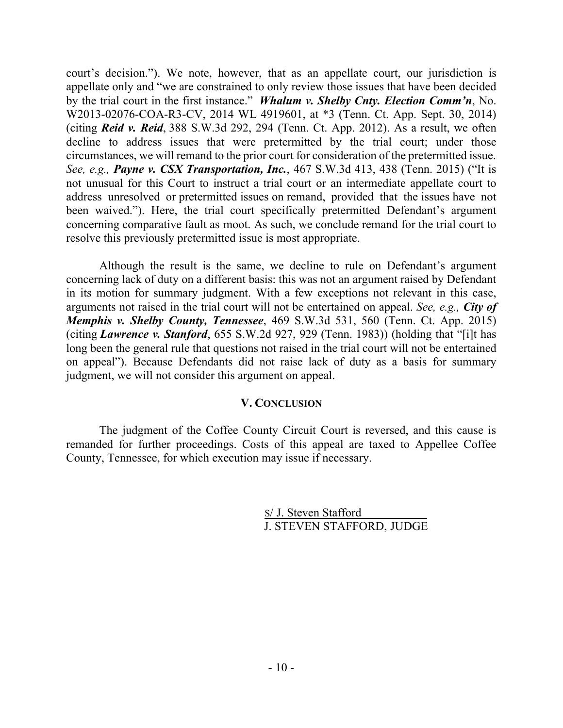court's decision."). We note, however, that as an appellate court, our jurisdiction is appellate only and "we are constrained to only review those issues that have been decided by the trial court in the first instance." ***Whalum v. Shelby Cnty. Election Comm'n***, No. W2013-02076-COA-R3-CV, 2014 WL 4919601, at *3 (Tenn. Ct. App. Sept. 30, 2014) (citing ***Reid v. Reid***, 388 S.W.3d 292, 294 (Tenn. Ct. App. 2012). As a result, we often decline to address issues that were pretermitted by the trial court; under those circumstances, we will remand to the prior court for consideration of the pretermitted issue. *See, e.g.,* ***Payne v. CSX Transportation, Inc.***, 467 S.W.3d 413, 438 (Tenn. 2015) ("It is not unusual for this Court to instruct a trial court or an intermediate appellate court to address unresolved or pretermitted issues on remand, provided that the issues have not been waived."). Here, the trial court specifically pretermitted Defendant's argument concerning comparative fault as moot. As such, we conclude remand for the trial court to resolve this previously pretermitted issue is most appropriate.

Although the result is the same, we decline to rule on Defendant's argument concerning lack of duty on a different basis: this was not an argument raised by Defendant in its motion for summary judgment. With a few exceptions not relevant in this case, arguments not raised in the trial court will not be entertained on appeal. *See, e.g.,* ***City of Memphis v. Shelby County, Tennessee***, 469 S.W.3d 531, 560 (Tenn. Ct. App. 2015) (citing ***Lawrence v. Stanford***, 655 S.W.2d 927, 929 (Tenn. 1983)) (holding that "[i]t has long been the general rule that questions not raised in the trial court will not be entertained on appeal"). Because Defendants did not raise lack of duty as a basis for summary judgment, we will not consider this argument on appeal.

## V. CONCLUSION

The judgment of the Coffee County Circuit Court is reversed, and this cause is remanded for further proceedings. Costs of this appeal are taxed to Appellee Coffee County, Tennessee, for which execution may issue if necessary.

S/ J. Steven Stafford
J. STEVEN STAFFORD, JUDGE